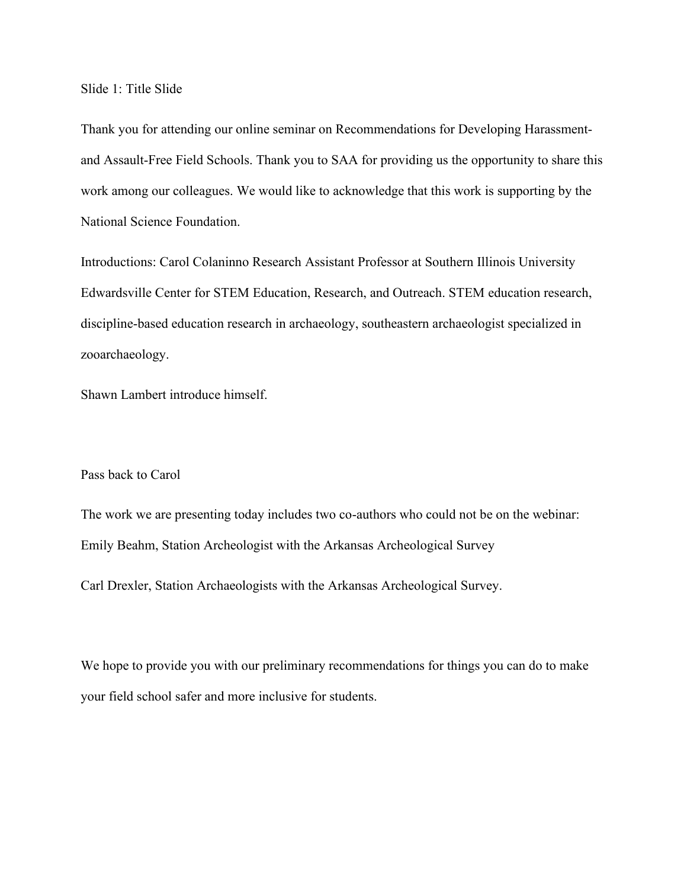Slide 1: Title Slide

Thank you for attending our online seminar on Recommendations for Developing Harassment- and Assault-Free Field Schools. Thank you to SAA for providing us the opportunity to share this work among our colleagues. We would like to acknowledge that this work is supporting by the National Science Foundation.

Introductions: Carol Colaninno Research Assistant Professor at Southern Illinois University Edwardsville Center for STEM Education, Research, and Outreach. STEM education research, discipline-based education research in archaeology, southeastern archaeologist specialized in zooarchaeology.

Shawn Lambert introduce himself.

Pass back to Carol

The work we are presenting today includes two co-authors who could not be on the webinar: Emily Beahm, Station Archeologist with the Arkansas Archeological Survey

Carl Drexler, Station Archaeologists with the Arkansas Archeological Survey.

We hope to provide you with our preliminary recommendations for things you can do to make your field school safer and more inclusive for students.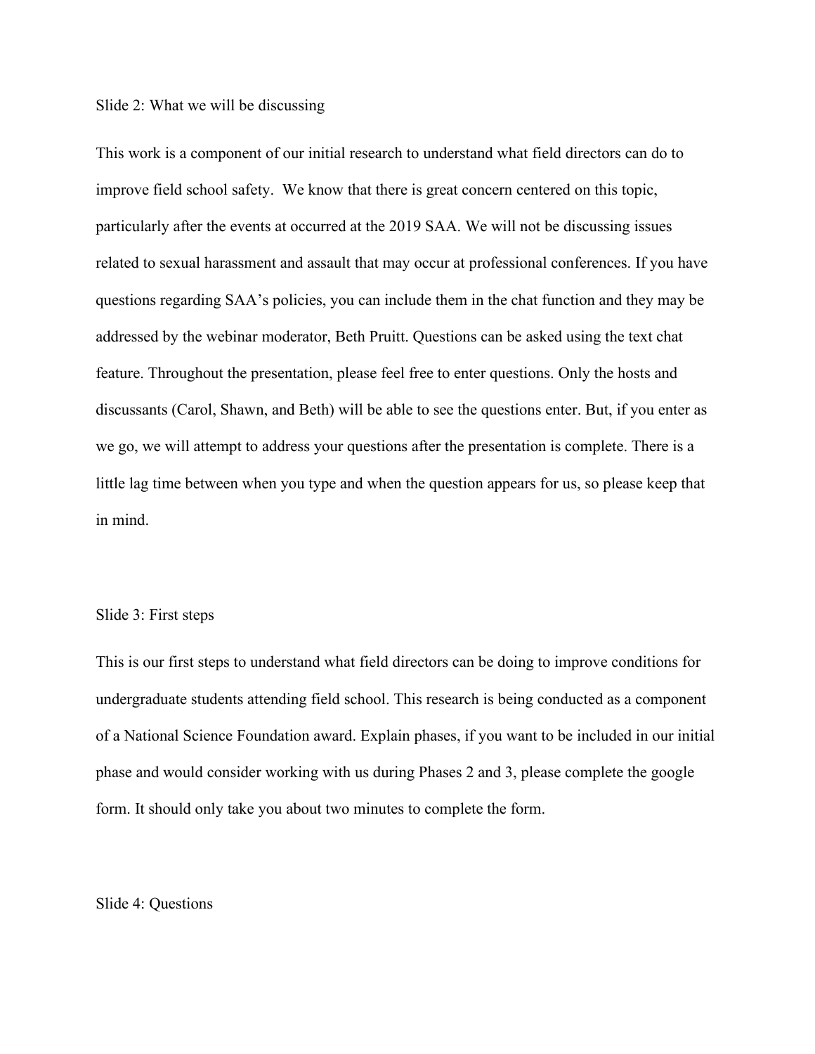Slide 2: What we will be discussing

This work is a component of our initial research to understand what field directors can do to improve field school safety. We know that there is great concern centered on this topic, particularly after the events at occurred at the 2019 SAA. We will not be discussing issues related to sexual harassment and assault that may occur at professional conferences. If you have questions regarding SAA's policies, you can include them in the chat function and they may be addressed by the webinar moderator, Beth Pruitt. Questions can be asked using the text chat feature. Throughout the presentation, please feel free to enter questions. Only the hosts and discussants (Carol, Shawn, and Beth) will be able to see the questions enter. But, if you enter as we go, we will attempt to address your questions after the presentation is complete. There is a little lag time between when you type and when the question appears for us, so please keep that in mind.

Slide 3: First steps

This is our first steps to understand what field directors can be doing to improve conditions for undergraduate students attending field school. This research is being conducted as a component of a National Science Foundation award. Explain phases, if you want to be included in our initial phase and would consider working with us during Phases 2 and 3, please complete the google form. It should only take you about two minutes to complete the form.

Slide 4: Questions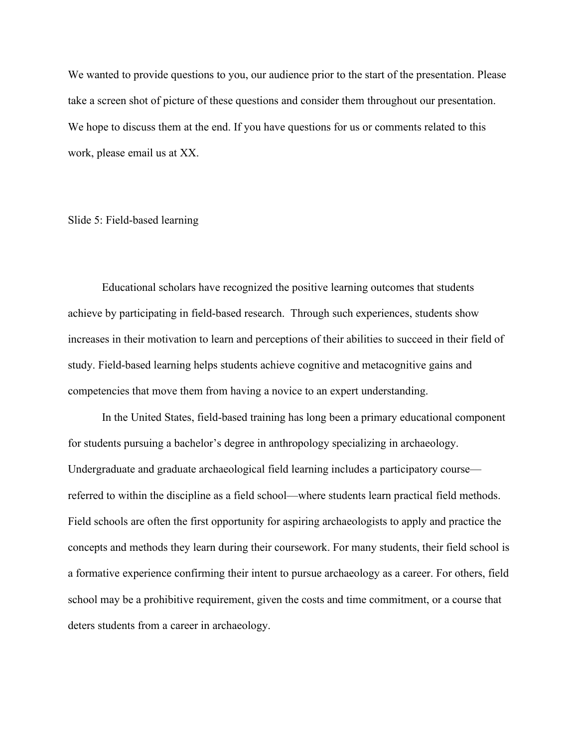We wanted to provide questions to you, our audience prior to the start of the presentation. Please take a screen shot of picture of these questions and consider them throughout our presentation. We hope to discuss them at the end. If you have questions for us or comments related to this work, please email us at XX.

Slide 5: Field-based learning

Educational scholars have recognized the positive learning outcomes that students achieve by participating in field-based research. Through such experiences, students show increases in their motivation to learn and perceptions of their abilities to succeed in their field of study. Field-based learning helps students achieve cognitive and metacognitive gains and competencies that move them from having a novice to an expert understanding.

In the United States, field-based training has long been a primary educational component for students pursuing a bachelor's degree in anthropology specializing in archaeology. Undergraduate and graduate archaeological field learning includes a participatory course—referred to within the discipline as a field school—where students learn practical field methods. Field schools are often the first opportunity for aspiring archaeologists to apply and practice the concepts and methods they learn during their coursework. For many students, their field school is a formative experience confirming their intent to pursue archaeology as a career. For others, field school may be a prohibitive requirement, given the costs and time commitment, or a course that deters students from a career in archaeology.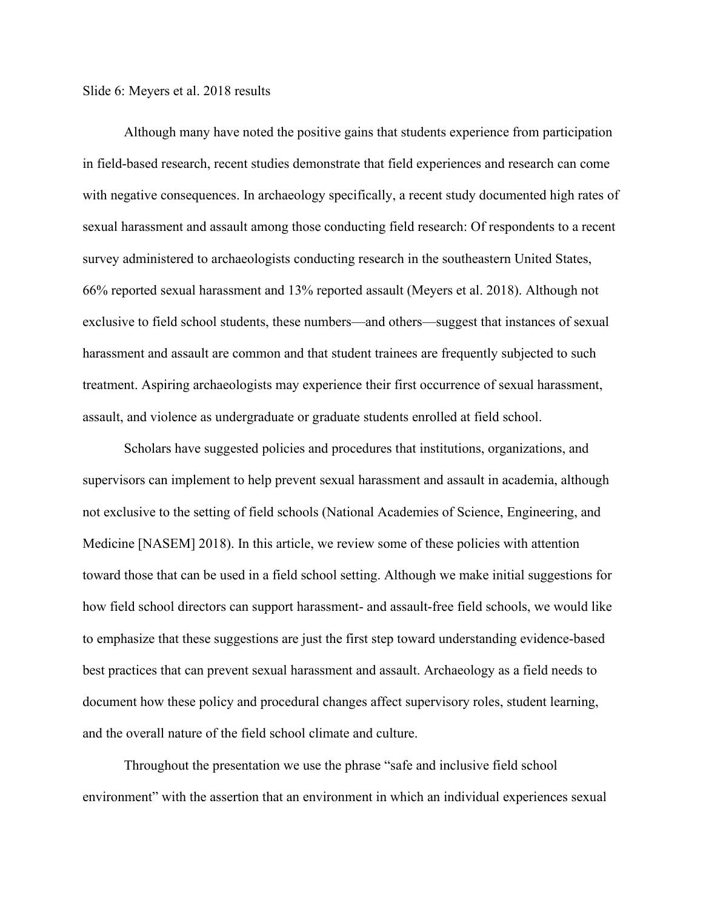Slide 6: Meyers et al. 2018 results

Although many have noted the positive gains that students experience from participation in field-based research, recent studies demonstrate that field experiences and research can come with negative consequences. In archaeology specifically, a recent study documented high rates of sexual harassment and assault among those conducting field research: Of respondents to a recent survey administered to archaeologists conducting research in the southeastern United States, 66% reported sexual harassment and 13% reported assault (Meyers et al. 2018). Although not exclusive to field school students, these numbers—and others—suggest that instances of sexual harassment and assault are common and that student trainees are frequently subjected to such treatment. Aspiring archaeologists may experience their first occurrence of sexual harassment, assault, and violence as undergraduate or graduate students enrolled at field school.

Scholars have suggested policies and procedures that institutions, organizations, and supervisors can implement to help prevent sexual harassment and assault in academia, although not exclusive to the setting of field schools (National Academies of Science, Engineering, and Medicine [NASEM] 2018). In this article, we review some of these policies with attention toward those that can be used in a field school setting. Although we make initial suggestions for how field school directors can support harassment- and assault-free field schools, we would like to emphasize that these suggestions are just the first step toward understanding evidence-based best practices that can prevent sexual harassment and assault. Archaeology as a field needs to document how these policy and procedural changes affect supervisory roles, student learning, and the overall nature of the field school climate and culture.

Throughout the presentation we use the phrase "safe and inclusive field school environment" with the assertion that an environment in which an individual experiences sexual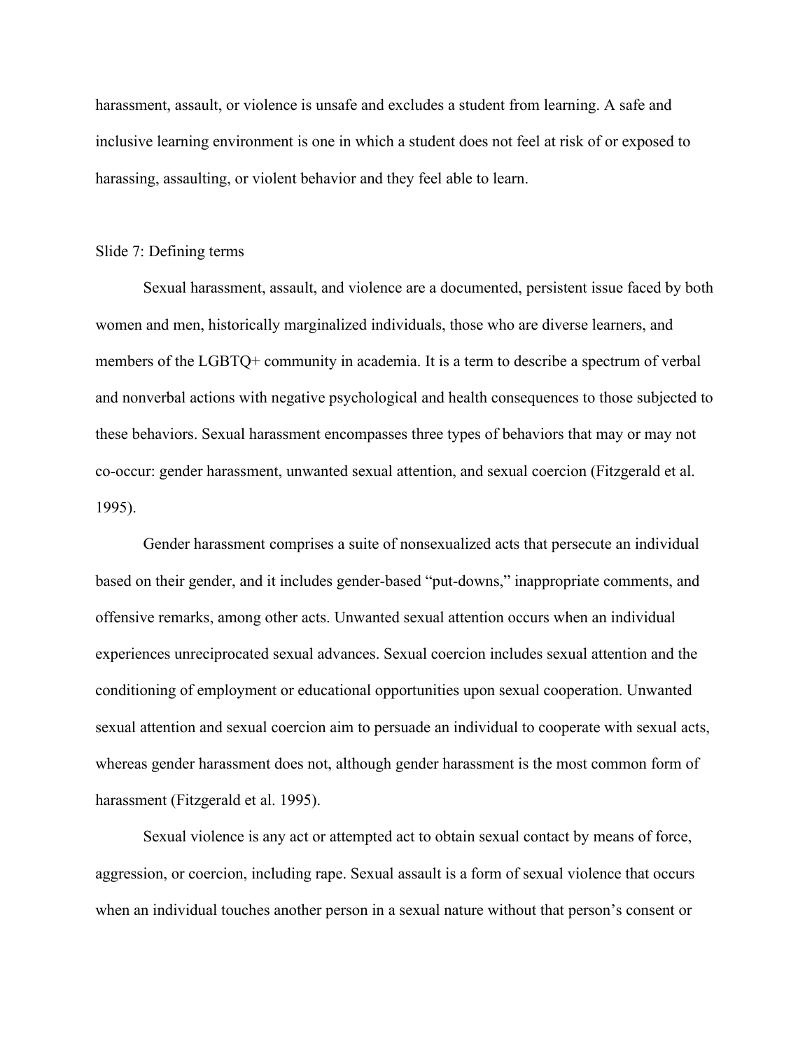harassment, assault, or violence is unsafe and excludes a student from learning. A safe and inclusive learning environment is one in which a student does not feel at risk of or exposed to harassing, assaulting, or violent behavior and they feel able to learn.

Slide 7: Defining terms

Sexual harassment, assault, and violence are a documented, persistent issue faced by both women and men, historically marginalized individuals, those who are diverse learners, and members of the LGBTQ+ community in academia. It is a term to describe a spectrum of verbal and nonverbal actions with negative psychological and health consequences to those subjected to these behaviors. Sexual harassment encompasses three types of behaviors that may or may not co-occur: gender harassment, unwanted sexual attention, and sexual coercion (Fitzgerald et al. 1995).

Gender harassment comprises a suite of nonsexualized acts that persecute an individual based on their gender, and it includes gender-based "put-downs," inappropriate comments, and offensive remarks, among other acts. Unwanted sexual attention occurs when an individual experiences unreciprocated sexual advances. Sexual coercion includes sexual attention and the conditioning of employment or educational opportunities upon sexual cooperation. Unwanted sexual attention and sexual coercion aim to persuade an individual to cooperate with sexual acts, whereas gender harassment does not, although gender harassment is the most common form of harassment (Fitzgerald et al. 1995).

Sexual violence is any act or attempted act to obtain sexual contact by means of force, aggression, or coercion, including rape. Sexual assault is a form of sexual violence that occurs when an individual touches another person in a sexual nature without that person's consent or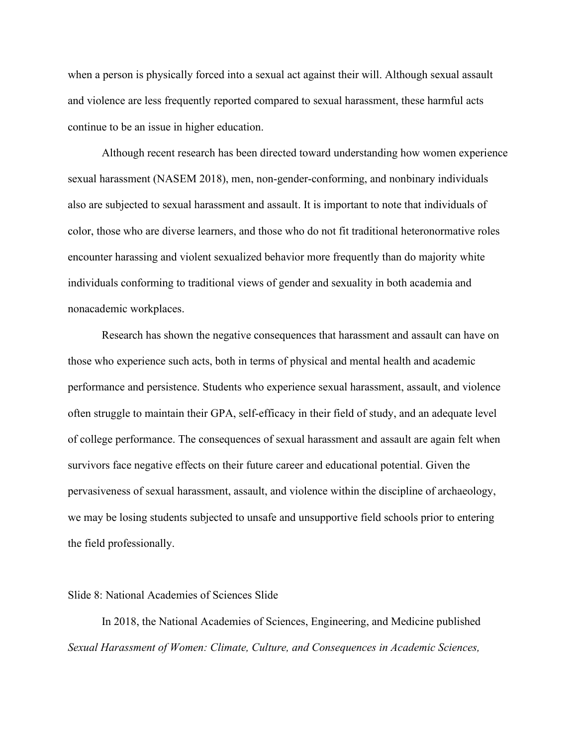when a person is physically forced into a sexual act against their will. Although sexual assault and violence are less frequently reported compared to sexual harassment, these harmful acts continue to be an issue in higher education.

Although recent research has been directed toward understanding how women experience sexual harassment (NASEM 2018), men, non-gender-conforming, and nonbinary individuals also are subjected to sexual harassment and assault. It is important to note that individuals of color, those who are diverse learners, and those who do not fit traditional heteronormative roles encounter harassing and violent sexualized behavior more frequently than do majority white individuals conforming to traditional views of gender and sexuality in both academia and nonacademic workplaces.

Research has shown the negative consequences that harassment and assault can have on those who experience such acts, both in terms of physical and mental health and academic performance and persistence. Students who experience sexual harassment, assault, and violence often struggle to maintain their GPA, self-efficacy in their field of study, and an adequate level of college performance. The consequences of sexual harassment and assault are again felt when survivors face negative effects on their future career and educational potential. Given the pervasiveness of sexual harassment, assault, and violence within the discipline of archaeology, we may be losing students subjected to unsafe and unsupportive field schools prior to entering the field professionally.

Slide 8: National Academies of Sciences Slide

In 2018, the National Academies of Sciences, Engineering, and Medicine published *Sexual Harassment of Women: Climate, Culture, and Consequences in Academic Sciences,*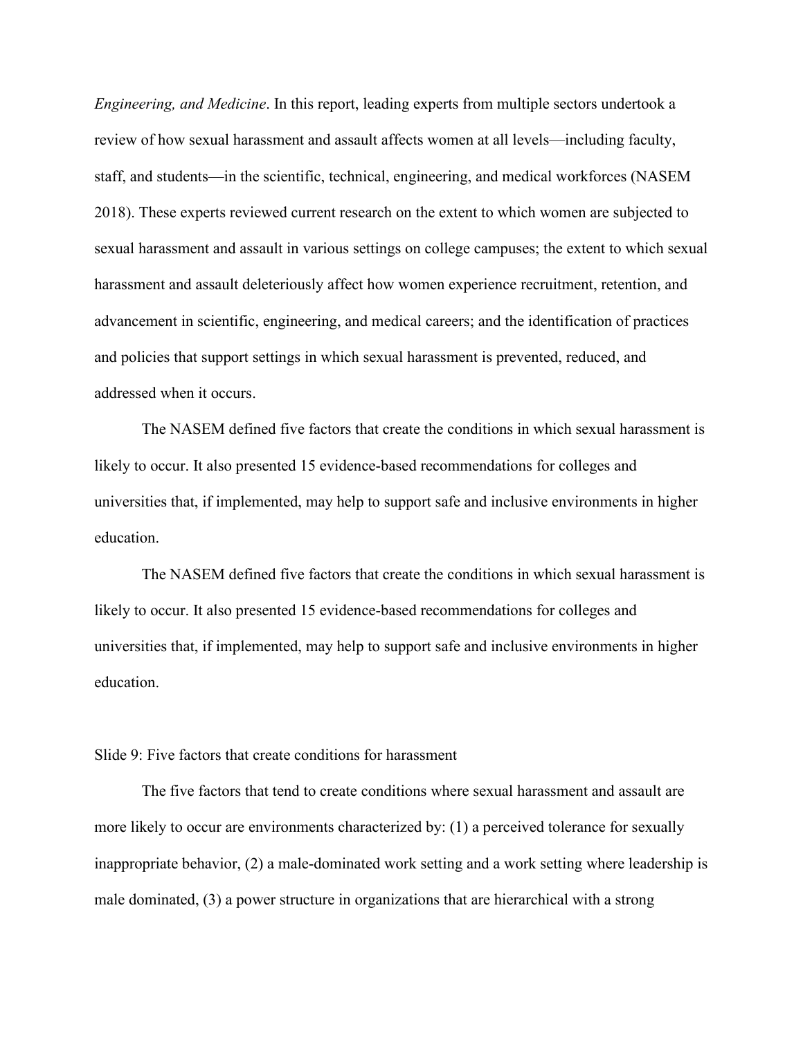*Engineering, and Medicine*. In this report, leading experts from multiple sectors undertook a review of how sexual harassment and assault affects women at all levels—including faculty, staff, and students—in the scientific, technical, engineering, and medical workforces (NASEM 2018). These experts reviewed current research on the extent to which women are subjected to sexual harassment and assault in various settings on college campuses; the extent to which sexual harassment and assault deleteriously affect how women experience recruitment, retention, and advancement in scientific, engineering, and medical careers; and the identification of practices and policies that support settings in which sexual harassment is prevented, reduced, and addressed when it occurs.

The NASEM defined five factors that create the conditions in which sexual harassment is likely to occur. It also presented 15 evidence-based recommendations for colleges and universities that, if implemented, may help to support safe and inclusive environments in higher education.

The NASEM defined five factors that create the conditions in which sexual harassment is likely to occur. It also presented 15 evidence-based recommendations for colleges and universities that, if implemented, may help to support safe and inclusive environments in higher education.

Slide 9: Five factors that create conditions for harassment

The five factors that tend to create conditions where sexual harassment and assault are more likely to occur are environments characterized by: (1) a perceived tolerance for sexually inappropriate behavior, (2) a male-dominated work setting and a work setting where leadership is male dominated, (3) a power structure in organizations that are hierarchical with a strong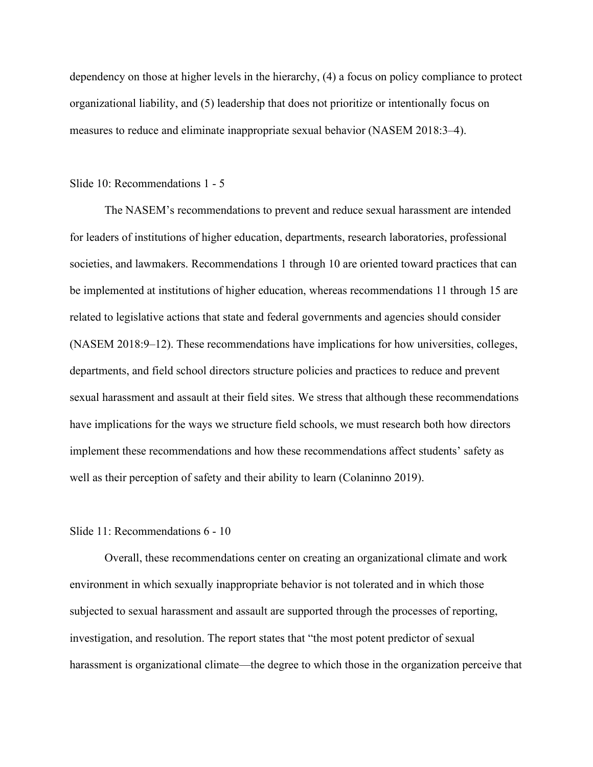dependency on those at higher levels in the hierarchy, (4) a focus on policy compliance to protect organizational liability, and (5) leadership that does not prioritize or intentionally focus on measures to reduce and eliminate inappropriate sexual behavior (NASEM 2018:3–4).

Slide 10: Recommendations 1 - 5

The NASEM's recommendations to prevent and reduce sexual harassment are intended for leaders of institutions of higher education, departments, research laboratories, professional societies, and lawmakers. Recommendations 1 through 10 are oriented toward practices that can be implemented at institutions of higher education, whereas recommendations 11 through 15 are related to legislative actions that state and federal governments and agencies should consider (NASEM 2018:9–12). These recommendations have implications for how universities, colleges, departments, and field school directors structure policies and practices to reduce and prevent sexual harassment and assault at their field sites. We stress that although these recommendations have implications for the ways we structure field schools, we must research both how directors implement these recommendations and how these recommendations affect students' safety as well as their perception of safety and their ability to learn (Colaninno 2019).

Slide 11: Recommendations 6 - 10

Overall, these recommendations center on creating an organizational climate and work environment in which sexually inappropriate behavior is not tolerated and in which those subjected to sexual harassment and assault are supported through the processes of reporting, investigation, and resolution. The report states that "the most potent predictor of sexual harassment is organizational climate—the degree to which those in the organization perceive that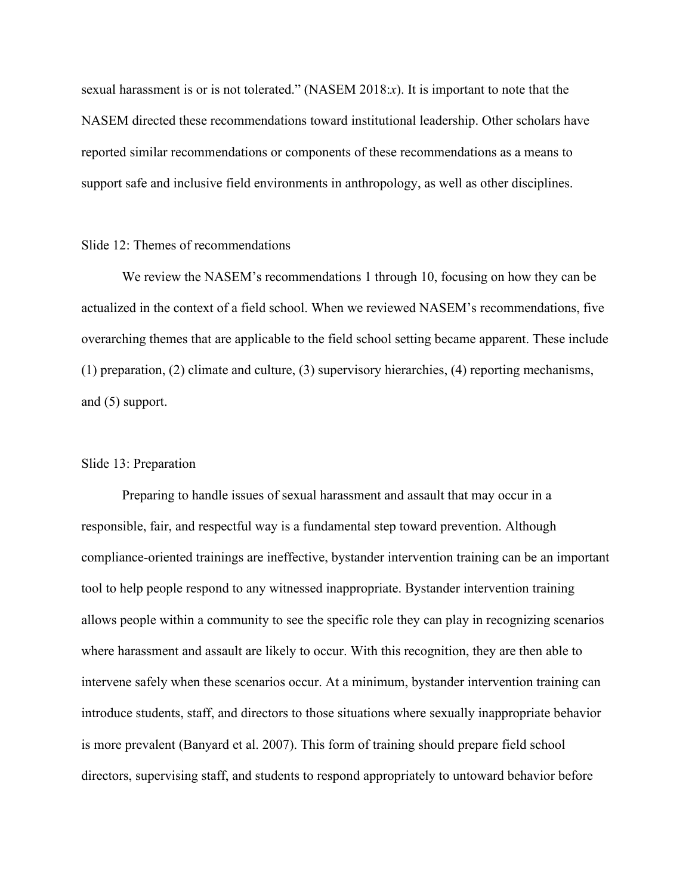sexual harassment is or is not tolerated." (NASEM 2018:*x*). It is important to note that the NASEM directed these recommendations toward institutional leadership. Other scholars have reported similar recommendations or components of these recommendations as a means to support safe and inclusive field environments in anthropology, as well as other disciplines.

Slide 12: Themes of recommendations

We review the NASEM's recommendations 1 through 10, focusing on how they can be actualized in the context of a field school. When we reviewed NASEM's recommendations, five overarching themes that are applicable to the field school setting became apparent. These include (1) preparation, (2) climate and culture, (3) supervisory hierarchies, (4) reporting mechanisms, and (5) support.

Slide 13: Preparation

Preparing to handle issues of sexual harassment and assault that may occur in a responsible, fair, and respectful way is a fundamental step toward prevention. Although compliance-oriented trainings are ineffective, bystander intervention training can be an important tool to help people respond to any witnessed inappropriate. Bystander intervention training allows people within a community to see the specific role they can play in recognizing scenarios where harassment and assault are likely to occur. With this recognition, they are then able to intervene safely when these scenarios occur. At a minimum, bystander intervention training can introduce students, staff, and directors to those situations where sexually inappropriate behavior is more prevalent (Banyard et al. 2007). This form of training should prepare field school directors, supervising staff, and students to respond appropriately to untoward behavior before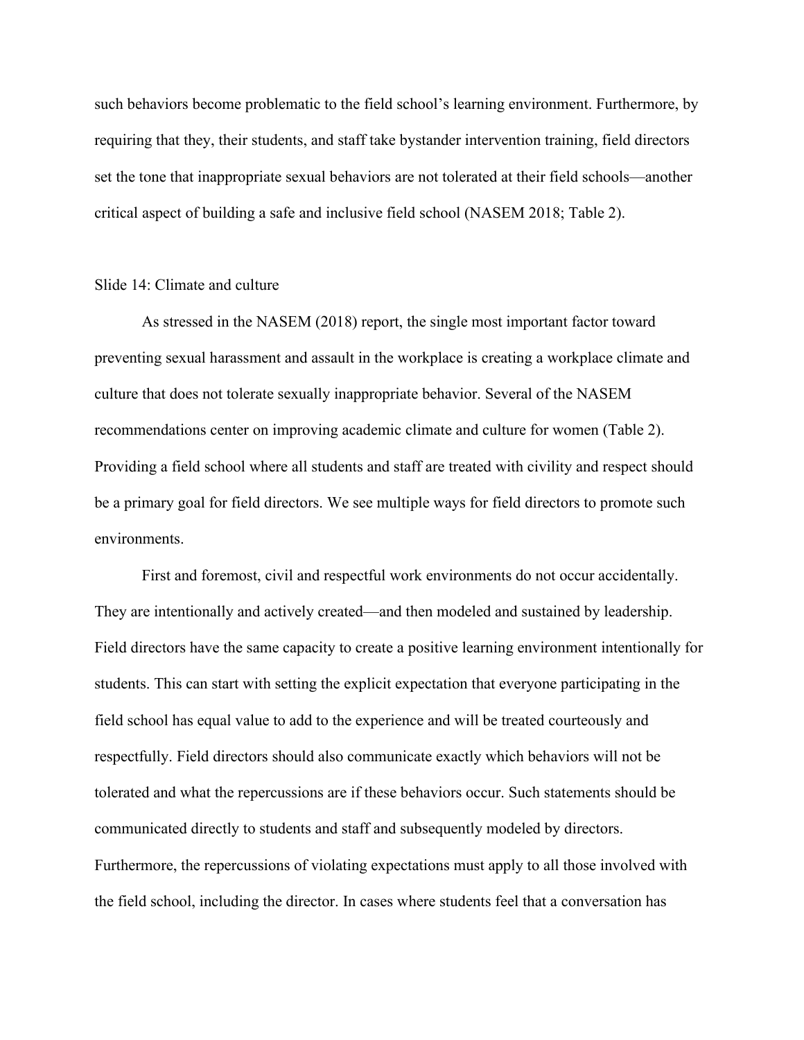such behaviors become problematic to the field school's learning environment. Furthermore, by requiring that they, their students, and staff take bystander intervention training, field directors set the tone that inappropriate sexual behaviors are not tolerated at their field schools—another critical aspect of building a safe and inclusive field school (NASEM 2018; Table 2).

## Slide 14: Climate and culture

As stressed in the NASEM (2018) report, the single most important factor toward preventing sexual harassment and assault in the workplace is creating a workplace climate and culture that does not tolerate sexually inappropriate behavior. Several of the NASEM recommendations center on improving academic climate and culture for women (Table 2). Providing a field school where all students and staff are treated with civility and respect should be a primary goal for field directors. We see multiple ways for field directors to promote such environments.

First and foremost, civil and respectful work environments do not occur accidentally. They are intentionally and actively created—and then modeled and sustained by leadership. Field directors have the same capacity to create a positive learning environment intentionally for students. This can start with setting the explicit expectation that everyone participating in the field school has equal value to add to the experience and will be treated courteously and respectfully. Field directors should also communicate exactly which behaviors will not be tolerated and what the repercussions are if these behaviors occur. Such statements should be communicated directly to students and staff and subsequently modeled by directors. Furthermore, the repercussions of violating expectations must apply to all those involved with the field school, including the director. In cases where students feel that a conversation has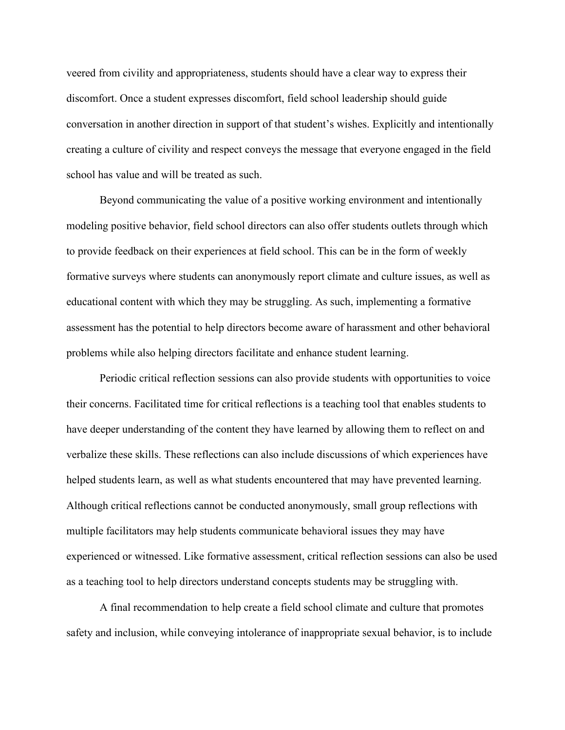veered from civility and appropriateness, students should have a clear way to express their discomfort. Once a student expresses discomfort, field school leadership should guide conversation in another direction in support of that student's wishes. Explicitly and intentionally creating a culture of civility and respect conveys the message that everyone engaged in the field school has value and will be treated as such.

Beyond communicating the value of a positive working environment and intentionally modeling positive behavior, field school directors can also offer students outlets through which to provide feedback on their experiences at field school. This can be in the form of weekly formative surveys where students can anonymously report climate and culture issues, as well as educational content with which they may be struggling. As such, implementing a formative assessment has the potential to help directors become aware of harassment and other behavioral problems while also helping directors facilitate and enhance student learning.

Periodic critical reflection sessions can also provide students with opportunities to voice their concerns. Facilitated time for critical reflections is a teaching tool that enables students to have deeper understanding of the content they have learned by allowing them to reflect on and verbalize these skills. These reflections can also include discussions of which experiences have helped students learn, as well as what students encountered that may have prevented learning. Although critical reflections cannot be conducted anonymously, small group reflections with multiple facilitators may help students communicate behavioral issues they may have experienced or witnessed. Like formative assessment, critical reflection sessions can also be used as a teaching tool to help directors understand concepts students may be struggling with.

A final recommendation to help create a field school climate and culture that promotes safety and inclusion, while conveying intolerance of inappropriate sexual behavior, is to include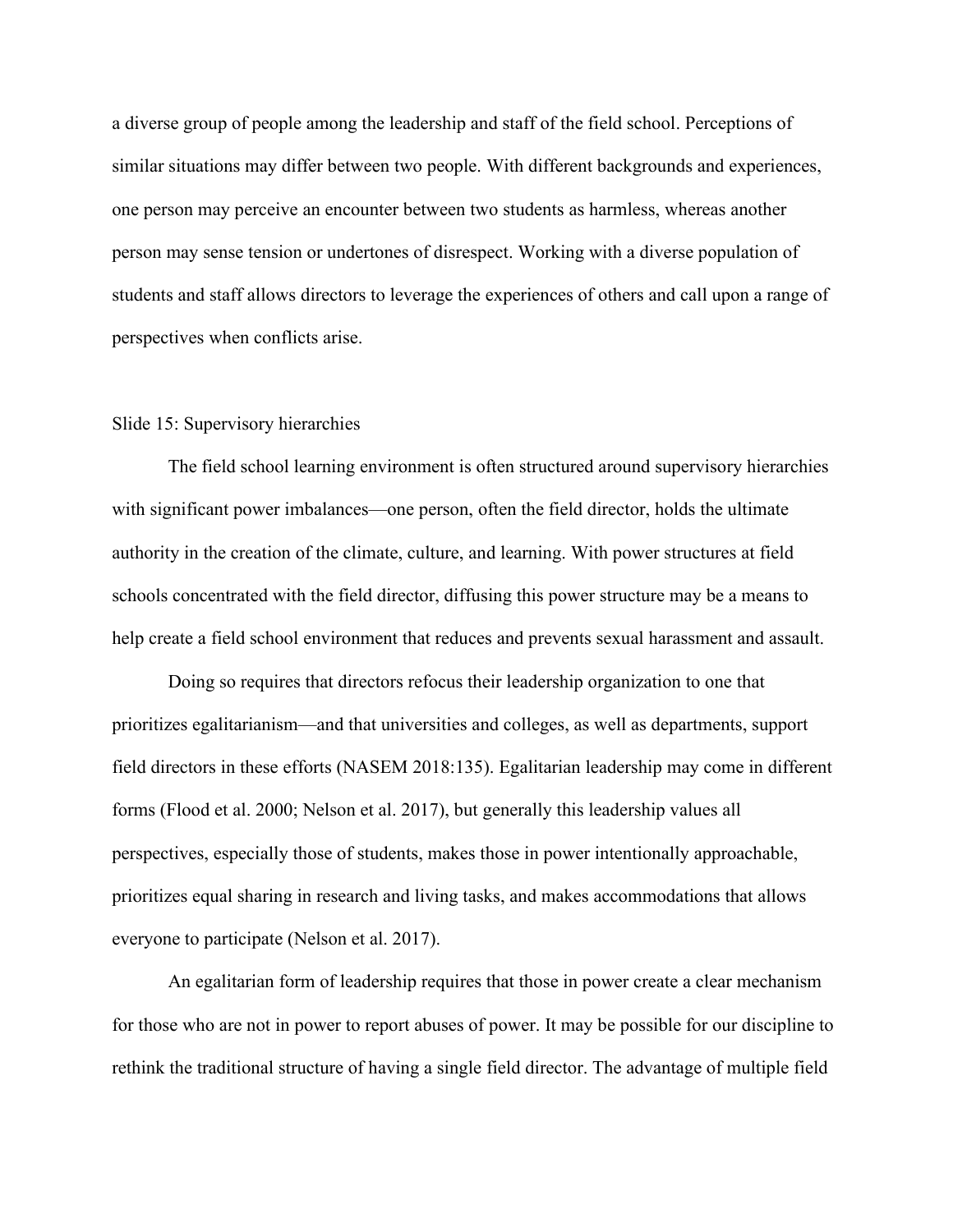a diverse group of people among the leadership and staff of the field school. Perceptions of similar situations may differ between two people. With different backgrounds and experiences, one person may perceive an encounter between two students as harmless, whereas another person may sense tension or undertones of disrespect. Working with a diverse population of students and staff allows directors to leverage the experiences of others and call upon a range of perspectives when conflicts arise.

Slide 15: Supervisory hierarchies

The field school learning environment is often structured around supervisory hierarchies with significant power imbalances—one person, often the field director, holds the ultimate authority in the creation of the climate, culture, and learning. With power structures at field schools concentrated with the field director, diffusing this power structure may be a means to help create a field school environment that reduces and prevents sexual harassment and assault.

Doing so requires that directors refocus their leadership organization to one that prioritizes egalitarianism—and that universities and colleges, as well as departments, support field directors in these efforts (NASEM 2018:135). Egalitarian leadership may come in different forms (Flood et al. 2000; Nelson et al. 2017), but generally this leadership values all perspectives, especially those of students, makes those in power intentionally approachable, prioritizes equal sharing in research and living tasks, and makes accommodations that allows everyone to participate (Nelson et al. 2017).

An egalitarian form of leadership requires that those in power create a clear mechanism for those who are not in power to report abuses of power. It may be possible for our discipline to rethink the traditional structure of having a single field director. The advantage of multiple field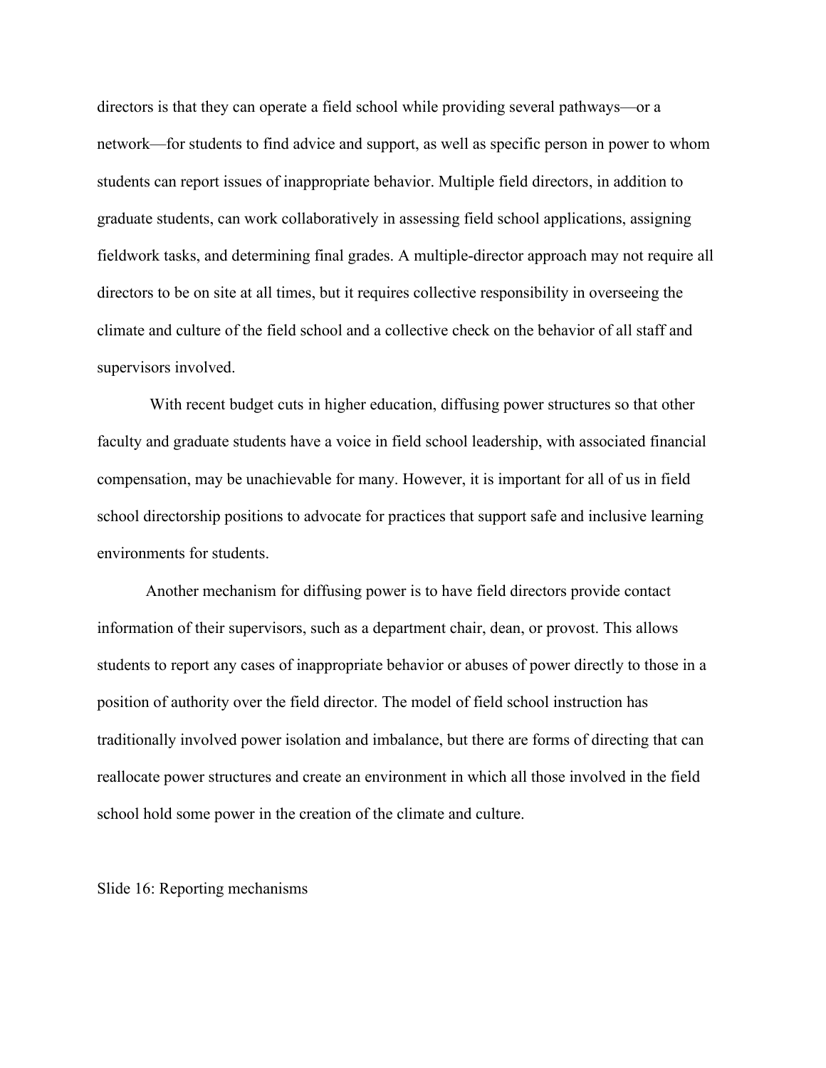directors is that they can operate a field school while providing several pathways—or a network—for students to find advice and support, as well as specific person in power to whom students can report issues of inappropriate behavior. Multiple field directors, in addition to graduate students, can work collaboratively in assessing field school applications, assigning fieldwork tasks, and determining final grades. A multiple-director approach may not require all directors to be on site at all times, but it requires collective responsibility in overseeing the climate and culture of the field school and a collective check on the behavior of all staff and supervisors involved.

With recent budget cuts in higher education, diffusing power structures so that other faculty and graduate students have a voice in field school leadership, with associated financial compensation, may be unachievable for many. However, it is important for all of us in field school directorship positions to advocate for practices that support safe and inclusive learning environments for students.

Another mechanism for diffusing power is to have field directors provide contact information of their supervisors, such as a department chair, dean, or provost. This allows students to report any cases of inappropriate behavior or abuses of power directly to those in a position of authority over the field director. The model of field school instruction has traditionally involved power isolation and imbalance, but there are forms of directing that can reallocate power structures and create an environment in which all those involved in the field school hold some power in the creation of the climate and culture.

Slide 16: Reporting mechanisms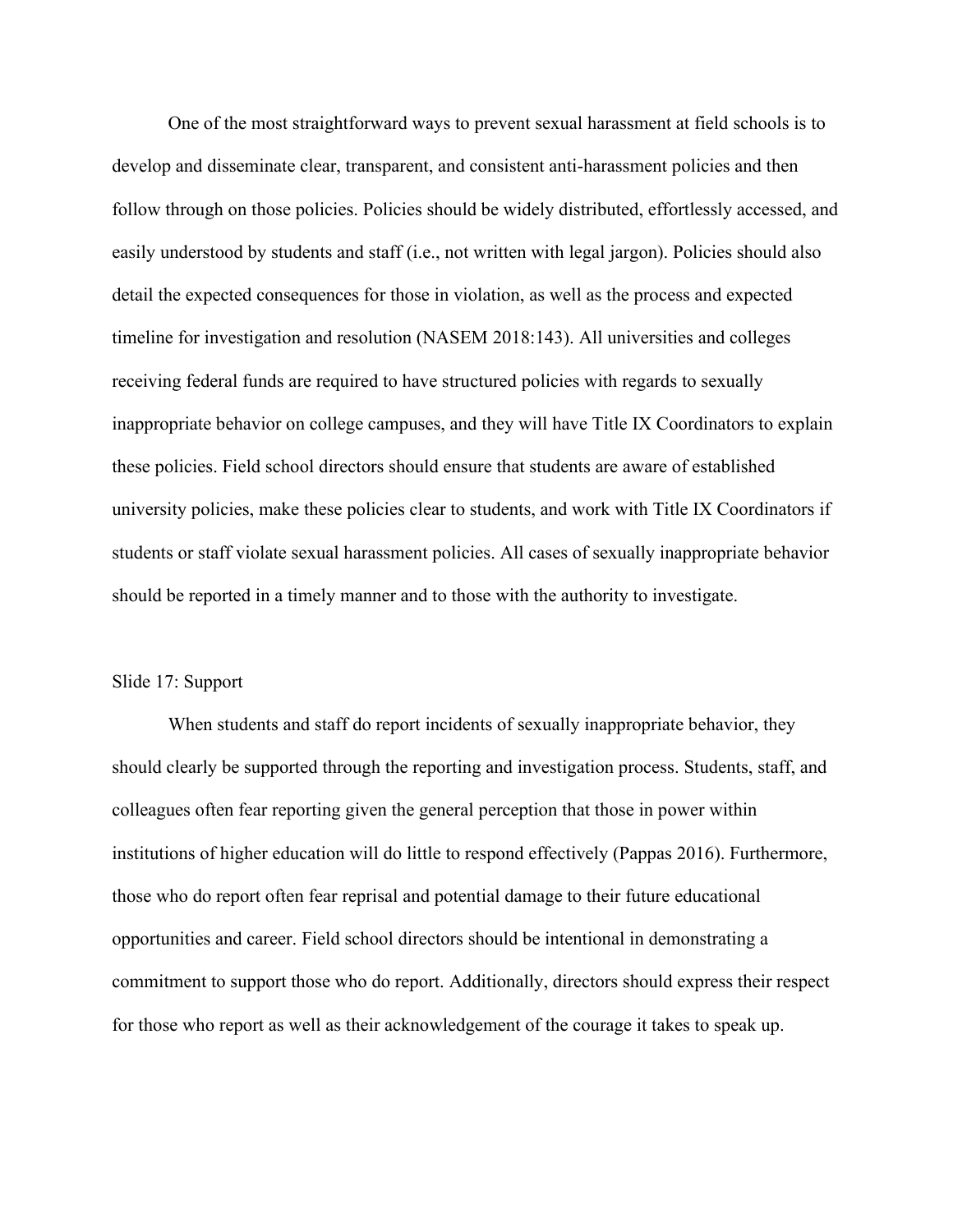One of the most straightforward ways to prevent sexual harassment at field schools is to develop and disseminate clear, transparent, and consistent anti-harassment policies and then follow through on those policies. Policies should be widely distributed, effortlessly accessed, and easily understood by students and staff (i.e., not written with legal jargon). Policies should also detail the expected consequences for those in violation, as well as the process and expected timeline for investigation and resolution (NASEM 2018:143). All universities and colleges receiving federal funds are required to have structured policies with regards to sexually inappropriate behavior on college campuses, and they will have Title IX Coordinators to explain these policies. Field school directors should ensure that students are aware of established university policies, make these policies clear to students, and work with Title IX Coordinators if students or staff violate sexual harassment policies. All cases of sexually inappropriate behavior should be reported in a timely manner and to those with the authority to investigate.

Slide 17: Support

When students and staff do report incidents of sexually inappropriate behavior, they should clearly be supported through the reporting and investigation process. Students, staff, and colleagues often fear reporting given the general perception that those in power within institutions of higher education will do little to respond effectively (Pappas 2016). Furthermore, those who do report often fear reprisal and potential damage to their future educational opportunities and career. Field school directors should be intentional in demonstrating a commitment to support those who do report. Additionally, directors should express their respect for those who report as well as their acknowledgement of the courage it takes to speak up.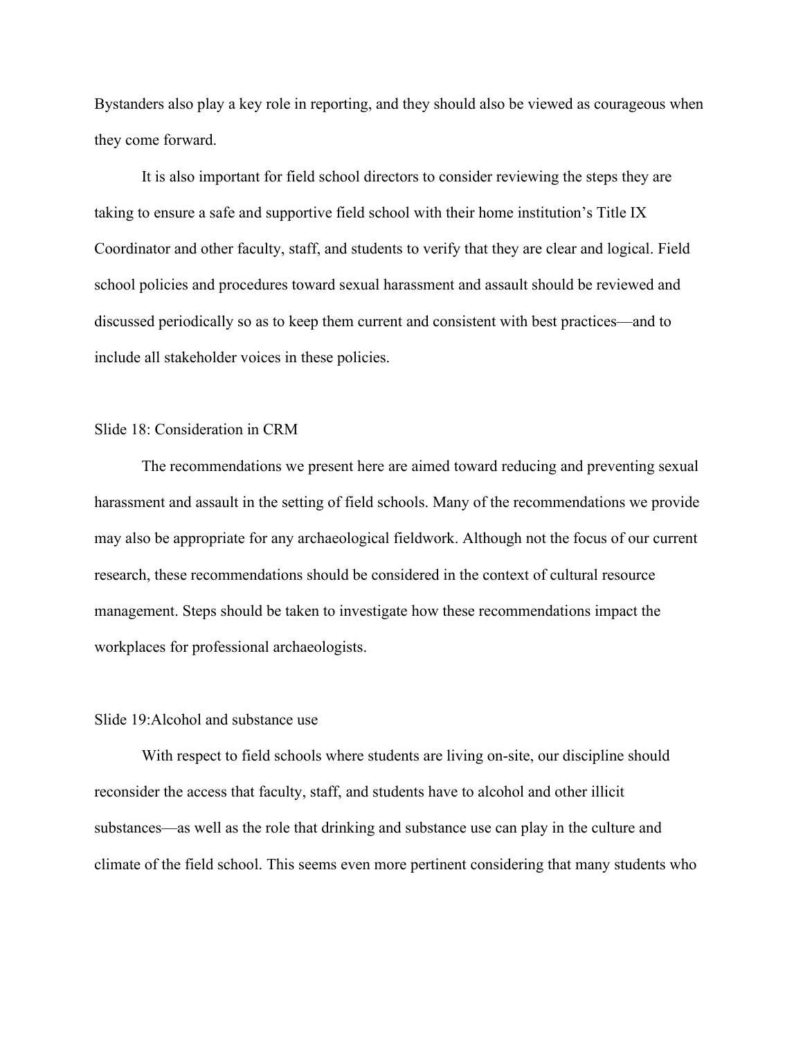Bystanders also play a key role in reporting, and they should also be viewed as courageous when they come forward.

It is also important for field school directors to consider reviewing the steps they are taking to ensure a safe and supportive field school with their home institution's Title IX Coordinator and other faculty, staff, and students to verify that they are clear and logical. Field school policies and procedures toward sexual harassment and assault should be reviewed and discussed periodically so as to keep them current and consistent with best practices—and to include all stakeholder voices in these policies.

Slide 18: Consideration in CRM

The recommendations we present here are aimed toward reducing and preventing sexual harassment and assault in the setting of field schools. Many of the recommendations we provide may also be appropriate for any archaeological fieldwork. Although not the focus of our current research, these recommendations should be considered in the context of cultural resource management. Steps should be taken to investigate how these recommendations impact the workplaces for professional archaeologists.

Slide 19:Alcohol and substance use

With respect to field schools where students are living on-site, our discipline should reconsider the access that faculty, staff, and students have to alcohol and other illicit substances—as well as the role that drinking and substance use can play in the culture and climate of the field school. This seems even more pertinent considering that many students who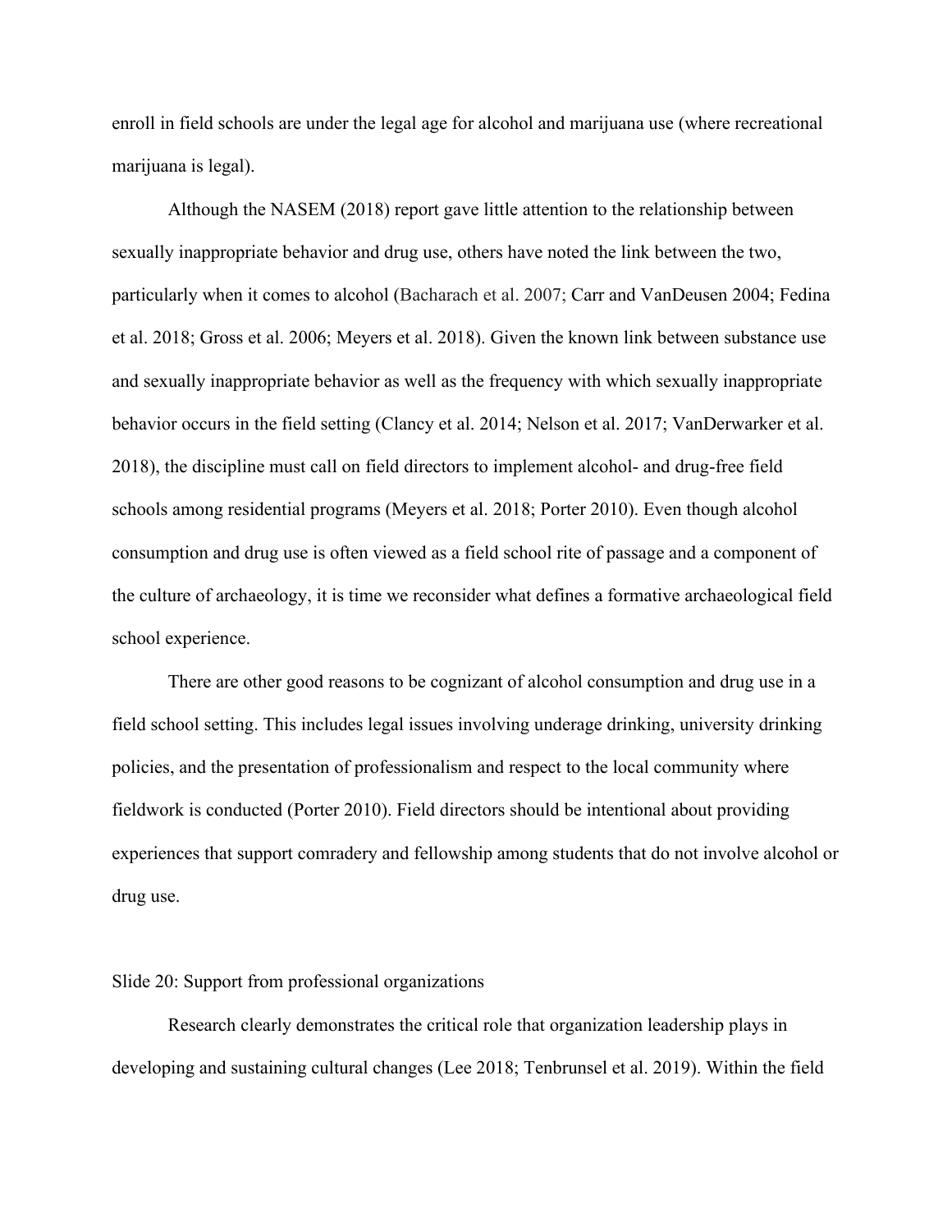enroll in field schools are under the legal age for alcohol and marijuana use (where recreational marijuana is legal).

Although the NASEM (2018) report gave little attention to the relationship between sexually inappropriate behavior and drug use, others have noted the link between the two, particularly when it comes to alcohol (Bacharach et al. 2007; Carr and VanDeusen 2004; Fedina et al. 2018; Gross et al. 2006; Meyers et al. 2018). Given the known link between substance use and sexually inappropriate behavior as well as the frequency with which sexually inappropriate behavior occurs in the field setting (Clancy et al. 2014; Nelson et al. 2017; VanDerwarker et al. 2018), the discipline must call on field directors to implement alcohol- and drug-free field schools among residential programs (Meyers et al. 2018; Porter 2010). Even though alcohol consumption and drug use is often viewed as a field school rite of passage and a component of the culture of archaeology, it is time we reconsider what defines a formative archaeological field school experience.

There are other good reasons to be cognizant of alcohol consumption and drug use in a field school setting. This includes legal issues involving underage drinking, university drinking policies, and the presentation of professionalism and respect to the local community where fieldwork is conducted (Porter 2010). Field directors should be intentional about providing experiences that support comradery and fellowship among students that do not involve alcohol or drug use.

Slide 20: Support from professional organizations

Research clearly demonstrates the critical role that organization leadership plays in developing and sustaining cultural changes (Lee 2018; Tenbrunsel et al. 2019). Within the field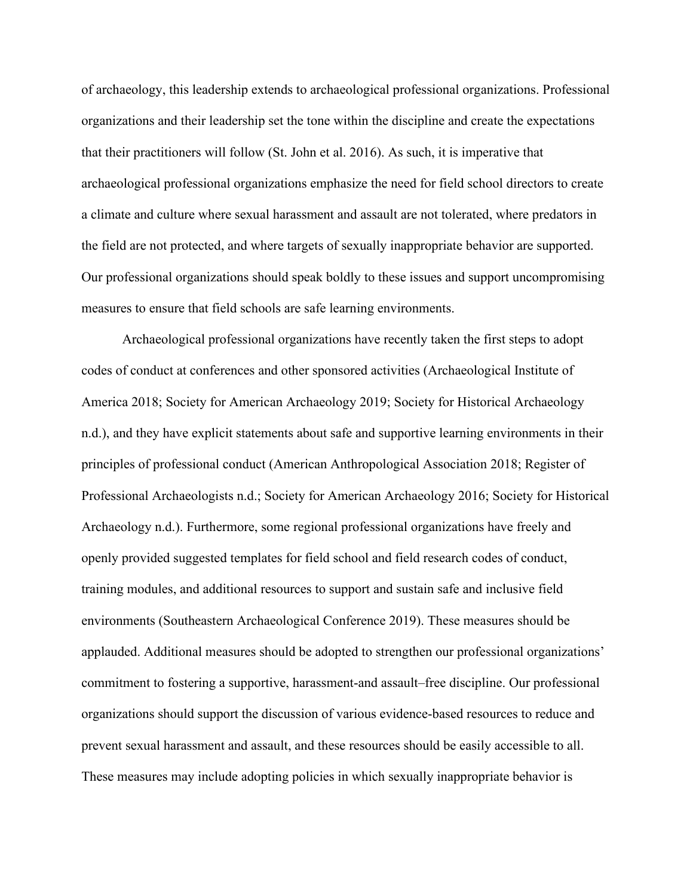of archaeology, this leadership extends to archaeological professional organizations. Professional organizations and their leadership set the tone within the discipline and create the expectations that their practitioners will follow (St. John et al. 2016). As such, it is imperative that archaeological professional organizations emphasize the need for field school directors to create a climate and culture where sexual harassment and assault are not tolerated, where predators in the field are not protected, and where targets of sexually inappropriate behavior are supported. Our professional organizations should speak boldly to these issues and support uncompromising measures to ensure that field schools are safe learning environments.

Archaeological professional organizations have recently taken the first steps to adopt codes of conduct at conferences and other sponsored activities (Archaeological Institute of America 2018; Society for American Archaeology 2019; Society for Historical Archaeology n.d.), and they have explicit statements about safe and supportive learning environments in their principles of professional conduct (American Anthropological Association 2018; Register of Professional Archaeologists n.d.; Society for American Archaeology 2016; Society for Historical Archaeology n.d.). Furthermore, some regional professional organizations have freely and openly provided suggested templates for field school and field research codes of conduct, training modules, and additional resources to support and sustain safe and inclusive field environments (Southeastern Archaeological Conference 2019). These measures should be applauded. Additional measures should be adopted to strengthen our professional organizations' commitment to fostering a supportive, harassment-and assault–free discipline. Our professional organizations should support the discussion of various evidence-based resources to reduce and prevent sexual harassment and assault, and these resources should be easily accessible to all. These measures may include adopting policies in which sexually inappropriate behavior is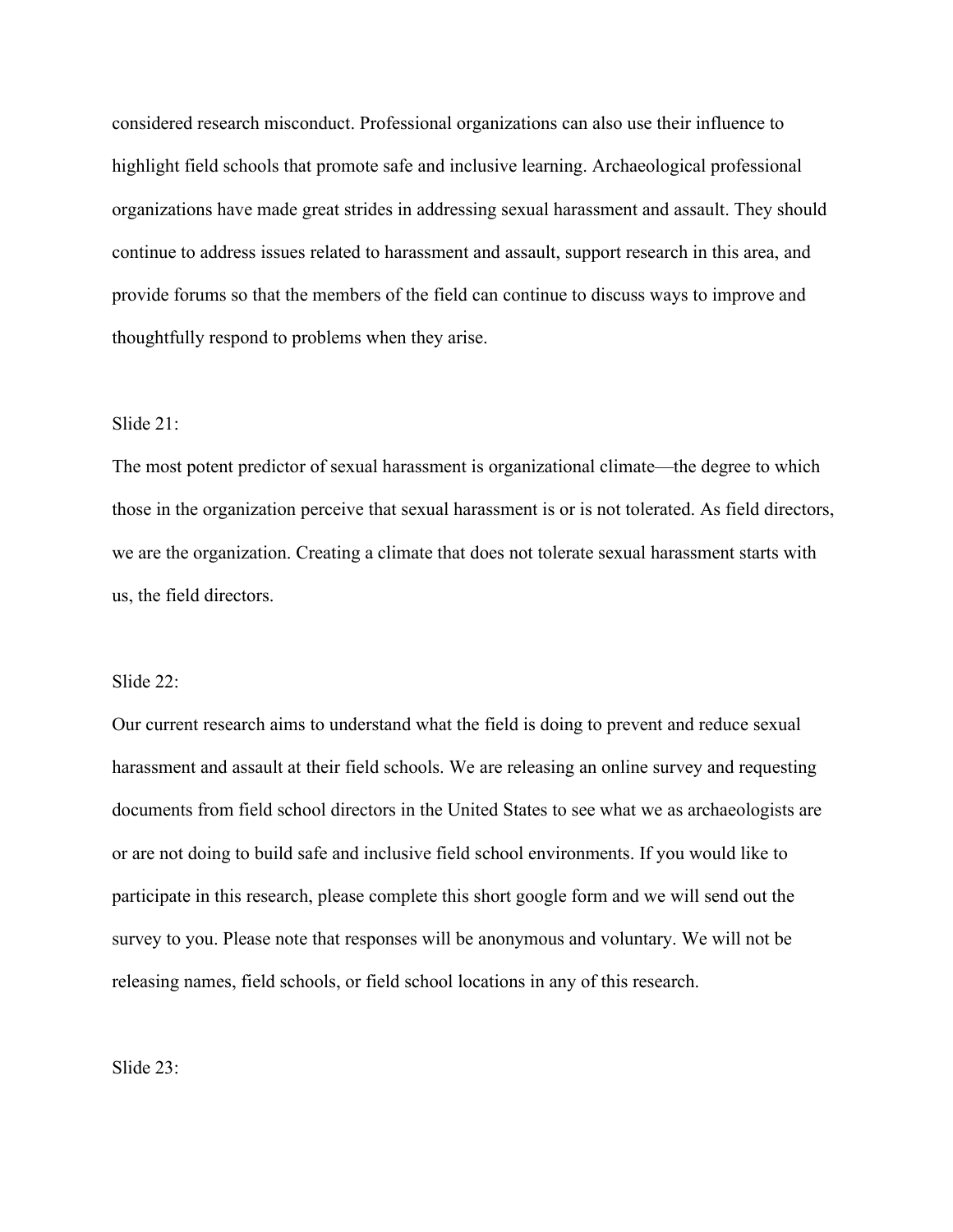considered research misconduct. Professional organizations can also use their influence to highlight field schools that promote safe and inclusive learning. Archaeological professional organizations have made great strides in addressing sexual harassment and assault. They should continue to address issues related to harassment and assault, support research in this area, and provide forums so that the members of the field can continue to discuss ways to improve and thoughtfully respond to problems when they arise.

Slide 21:

The most potent predictor of sexual harassment is organizational climate—the degree to which those in the organization perceive that sexual harassment is or is not tolerated. As field directors, we are the organization. Creating a climate that does not tolerate sexual harassment starts with us, the field directors.

Slide 22:

Our current research aims to understand what the field is doing to prevent and reduce sexual harassment and assault at their field schools. We are releasing an online survey and requesting documents from field school directors in the United States to see what we as archaeologists are or are not doing to build safe and inclusive field school environments. If you would like to participate in this research, please complete this short google form and we will send out the survey to you. Please note that responses will be anonymous and voluntary. We will not be releasing names, field schools, or field school locations in any of this research.

Slide 23: